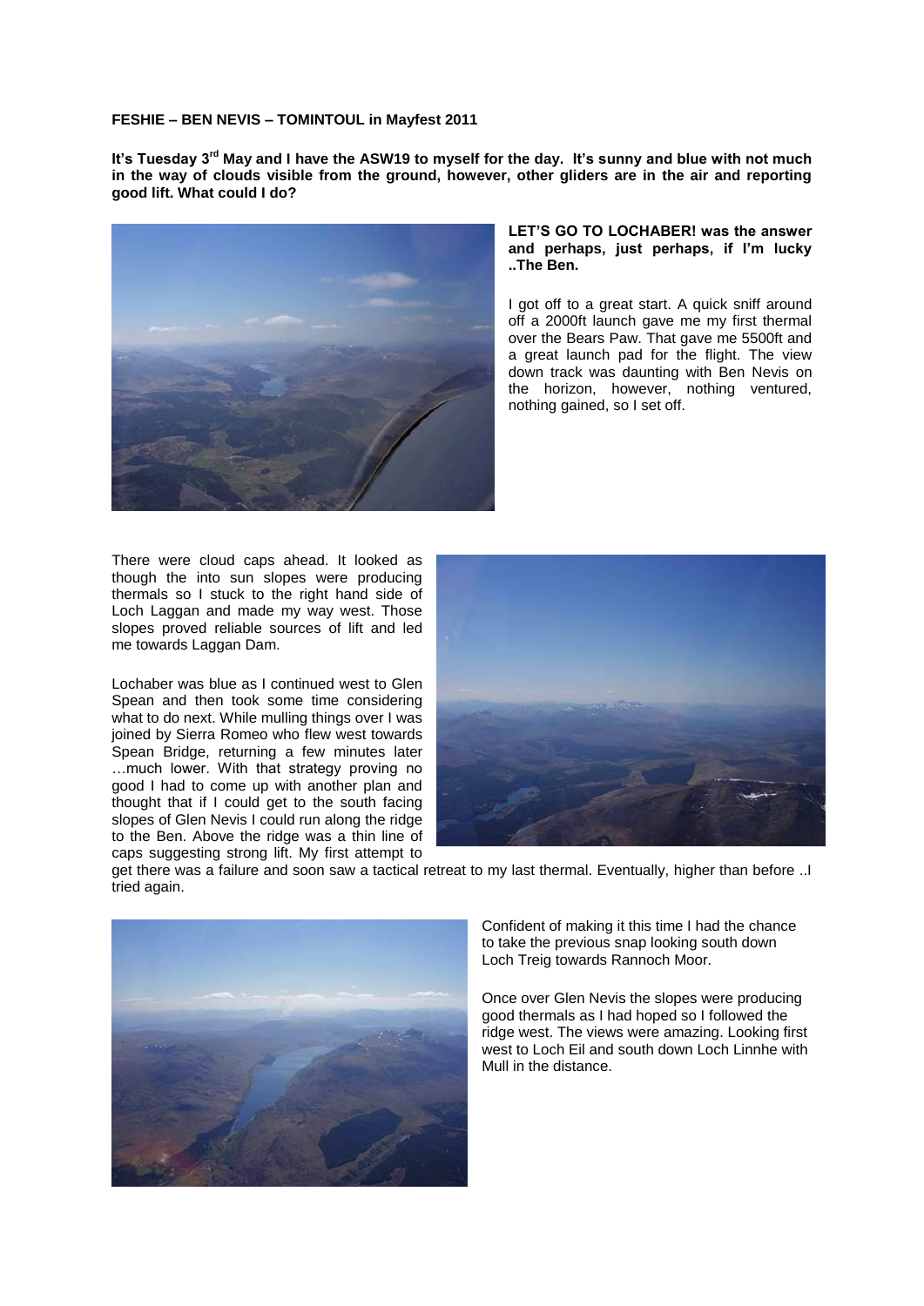**FESHIE – BEN NEVIS – TOMINTOUL in Mayfest 2011**

**It's Tuesday 3rd May and I have the ASW19 to myself for the day. It's sunny and blue with not much in the way of clouds visible from the ground, however, other gliders are in the air and reporting good lift. What could I do?**

**LET'S GO TO LOCHABER! was the answer and perhaps, just perhaps, if I'm lucky ..The Ben.**

I got off to a great start. A quick sniff around off a 2000ft launch gave me my first thermal over the Bears Paw. That gave me 5500ft and a great launch pad for the flight. The view down track was daunting with Ben Nevis on the horizon, however, nothing ventured, nothing gained, so I set off.

There were cloud caps ahead. It looked as though the into sun slopes were producing thermals so I stuck to the right hand side of Loch Laggan and made my way west. Those slopes proved reliable sources of lift and led me towards Laggan Dam.

Lochaber was blue as I continued west to Glen Spean and then took some time considering what to do next. While mulling things over I was joined by Sierra Romeo who flew west towards Spean Bridge, returning a few minutes later …much lower. With that strategy proving no good I had to come up with another plan and thought that if I could get to the south facing slopes of Glen Nevis I could run along the ridge to the Ben. Above the ridge was a thin line of caps suggesting strong lift. My first attempt to get there was a failure and soon saw a tactical retreat to my last thermal. Eventually, higher than before ..I tried again.

Confident of making it this time I had the chance to take the previous snap looking south down Loch Treig towards Rannoch Moor.

Once over Glen Nevis the slopes were producing good thermals as I had hoped so I followed the ridge west. The views were amazing. Looking first west to Loch Eil and south down Loch Linnhe with Mull in the distance.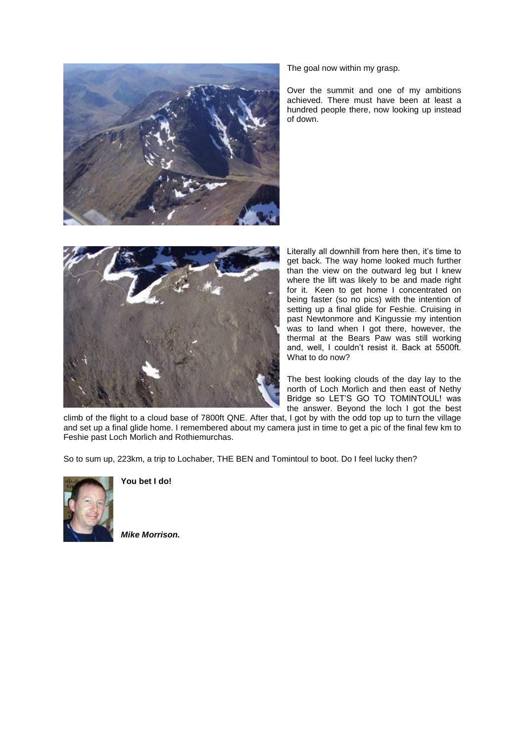The goal now within my grasp.

Over the summit and one of my ambitions achieved. There must have been at least a hundred people there, now looking up instead of down.

Literally all downhill from here then, it's time to get back. The way home looked much further than the view on the outward leg but I knew where the lift was likely to be and made right for it. Keen to get home I concentrated on being faster (so no pics) with the intention of setting up a final glide for Feshie. Cruising in past Newtonmore and Kingussie my intention was to land when I got there, however, the thermal at the Bears Paw was still working and, well, I couldn't resist it. Back at 5500ft. What to do now?

The best looking clouds of the day lay to the north of Loch Morlich and then east of Nethy Bridge so LET'S GO TO TOMINTOUL! was the answer. Beyond the loch I got the best climb of the flight to a cloud base of 7800ft QNE. After that, I got by with the odd top up to turn the village and set up a final glide home. I remembered about my camera just in time to get a pic of the final few km to Feshie past Loch Morlich and Rothiemurchas.

So to sum up, 223km, a trip to Lochaber, THE BEN and Tomintoul to boot. Do I feel lucky then?

**You bet I do!**

***Mike Morrison.***